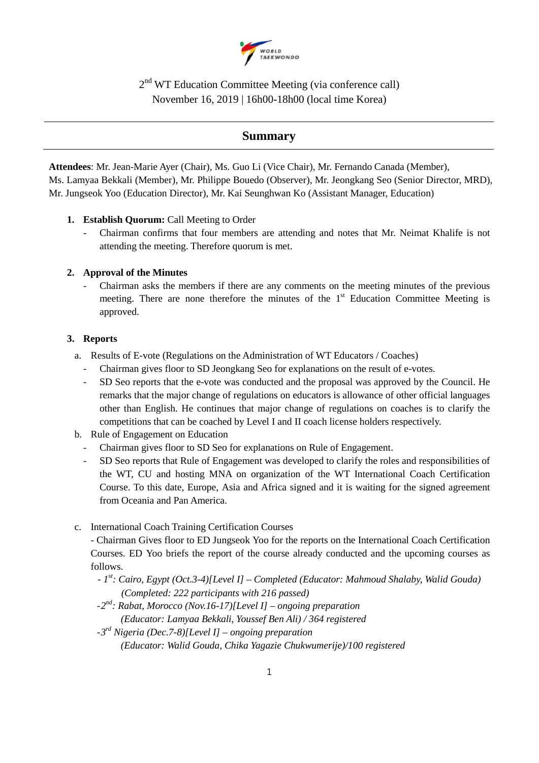2nd WT Education Committee Meeting (via conference call)
November 16, 2019 | 16h00-18h00 (local time Korea)

# Summary

**Attendees**: Mr. Jean-Marie Ayer (Chair), Ms. Guo Li (Vice Chair), Mr. Fernando Canada (Member), Ms. Lamyaa Bekkali (Member), Mr. Philippe Bouedo (Observer), Mr. Jeongkang Seo (Senior Director, MRD), Mr. Jungseok Yoo (Education Director), Mr. Kai Seunghwan Ko (Assistant Manager, Education)

1. **Establish Quorum:** Call Meeting to Order
   - Chairman confirms that four members are attending and notes that Mr. Neimat Khalife is not attending the meeting. Therefore quorum is met.

2. **Approval of the Minutes**
   - Chairman asks the members if there are any comments on the meeting minutes of the previous meeting. There are none therefore the minutes of the 1st Education Committee Meeting is approved.

3. **Reports**

   a. Results of E-vote (Regulations on the Administration of WT Educators / Coaches)
   - Chairman gives floor to SD Jeongkang Seo for explanations on the result of e-votes.
   - SD Seo reports that the e-vote was conducted and the proposal was approved by the Council. He remarks that the major change of regulations on educators is allowance of other official languages other than English. He continues that major change of regulations on coaches is to clarify the competitions that can be coached by Level I and II coach license holders respectively.

   b. Rule of Engagement on Education
   - Chairman gives floor to SD Seo for explanations on Rule of Engagement.
   - SD Seo reports that Rule of Engagement was developed to clarify the roles and responsibilities of the WT, CU and hosting MNA on organization of the WT International Coach Certification Course. To this date, Europe, Asia and Africa signed and it is waiting for the signed agreement from Oceania and Pan America.

   c. International Coach Training Certification Courses

   - Chairman Gives floor to ED Jungseok Yoo for the reports on the International Coach Certification Courses. ED Yoo briefs the report of the course already conducted and the upcoming courses as follows.
     - *1st: Cairo, Egypt (Oct.3-4)[Level I] – Completed (Educator: Mahmoud Shalaby, Walid Gouda)*
       *(Completed: 222 participants with 216 passed)*
     - *2nd: Rabat, Morocco (Nov.16-17)[Level I] – ongoing preparation*
       *(Educator: Lamyaa Bekkali, Youssef Ben Ali) / 364 registered*
     - *3rd Nigeria (Dec.7-8)[Level I] – ongoing preparation*
       *(Educator: Walid Gouda, Chika Yagazie Chukwumerije)/100 registered*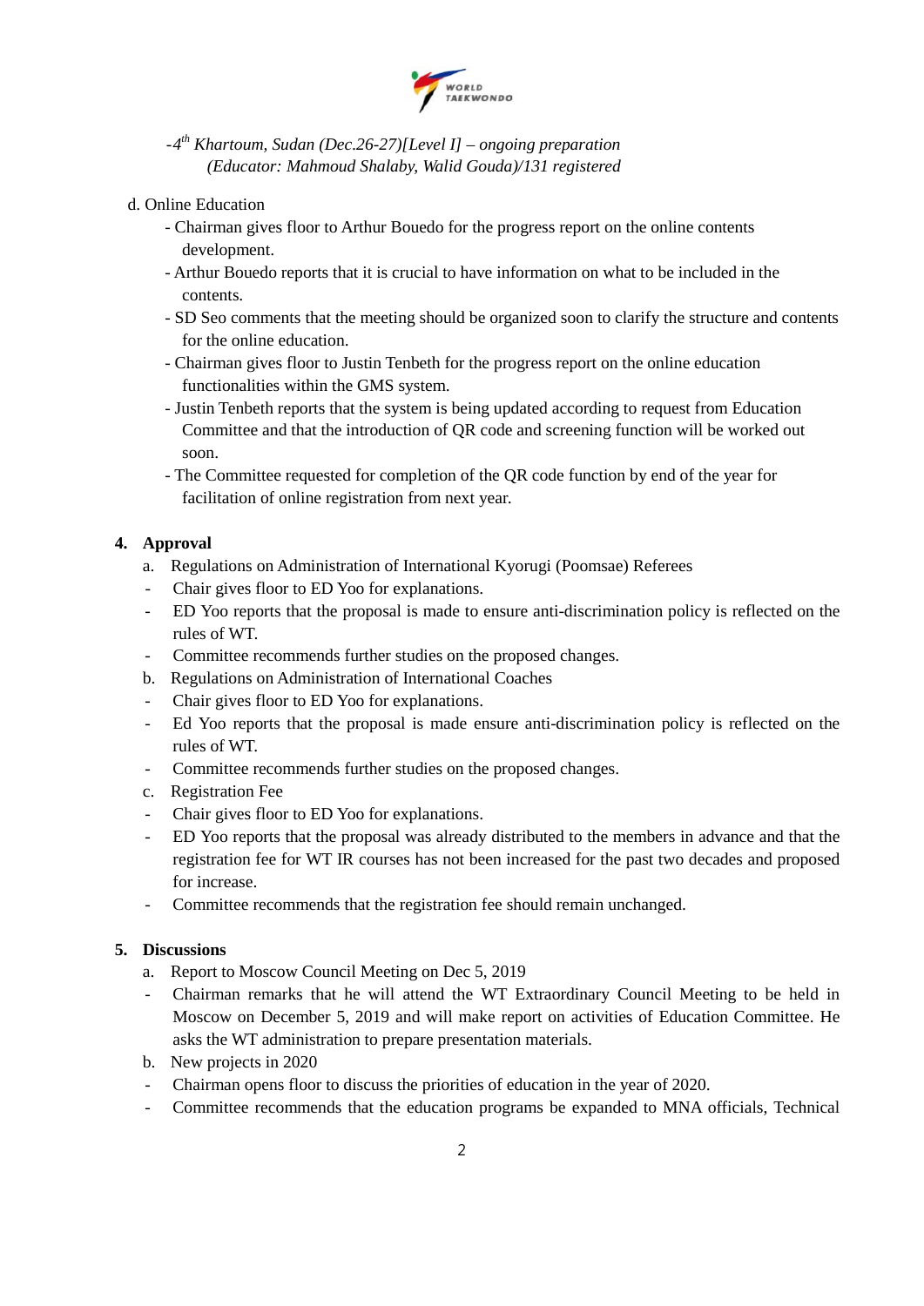*-4th Khartoum, Sudan (Dec.26-27)[Level I] – ongoing preparation (Educator: Mahmoud Shalaby, Walid Gouda)/131 registered*

d. Online Education

- Chairman gives floor to Arthur Bouedo for the progress report on the online contents development.
- Arthur Bouedo reports that it is crucial to have information on what to be included in the contents.
- SD Seo comments that the meeting should be organized soon to clarify the structure and contents for the online education.
- Chairman gives floor to Justin Tenbeth for the progress report on the online education functionalities within the GMS system.
- Justin Tenbeth reports that the system is being updated according to request from Education Committee and that the introduction of QR code and screening function will be worked out soon.
- The Committee requested for completion of the QR code function by end of the year for facilitation of online registration from next year.

**4. Approval**

a. Regulations on Administration of International Kyorugi (Poomsae) Referees

- Chair gives floor to ED Yoo for explanations.
- ED Yoo reports that the proposal is made to ensure anti-discrimination policy is reflected on the rules of WT.
- Committee recommends further studies on the proposed changes.

b. Regulations on Administration of International Coaches

- Chair gives floor to ED Yoo for explanations.
- Ed Yoo reports that the proposal is made ensure anti-discrimination policy is reflected on the rules of WT.
- Committee recommends further studies on the proposed changes.

c. Registration Fee

- Chair gives floor to ED Yoo for explanations.
- ED Yoo reports that the proposal was already distributed to the members in advance and that the registration fee for WT IR courses has not been increased for the past two decades and proposed for increase.
- Committee recommends that the registration fee should remain unchanged.

**5. Discussions**

a. Report to Moscow Council Meeting on Dec 5, 2019

- Chairman remarks that he will attend the WT Extraordinary Council Meeting to be held in Moscow on December 5, 2019 and will make report on activities of Education Committee. He asks the WT administration to prepare presentation materials.

b. New projects in 2020

- Chairman opens floor to discuss the priorities of education in the year of 2020.
- Committee recommends that the education programs be expanded to MNA officials, Technical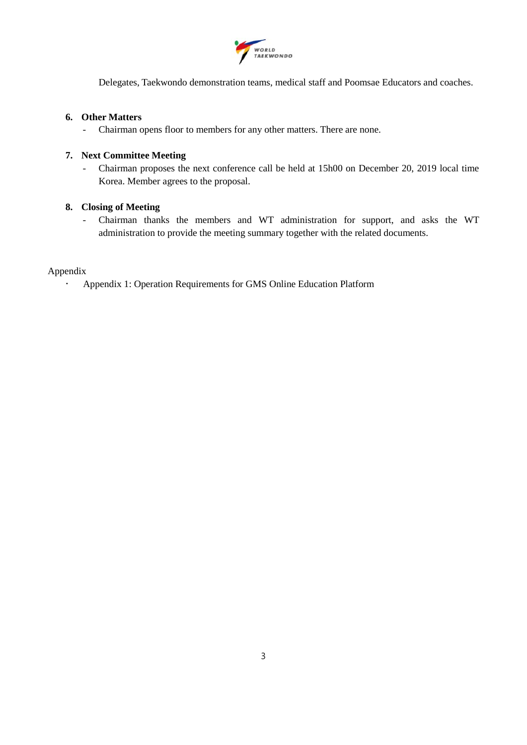Delegates, Taekwondo demonstration teams, medical staff and Poomsae Educators and coaches.

**6. Other Matters**

- Chairman opens floor to members for any other matters. There are none.

**7. Next Committee Meeting**

- Chairman proposes the next conference call be held at 15h00 on December 20, 2019 local time Korea. Member agrees to the proposal.

**8. Closing of Meeting**

- Chairman thanks the members and WT administration for support, and asks the WT administration to provide the meeting summary together with the related documents.

Appendix

- Appendix 1: Operation Requirements for GMS Online Education Platform